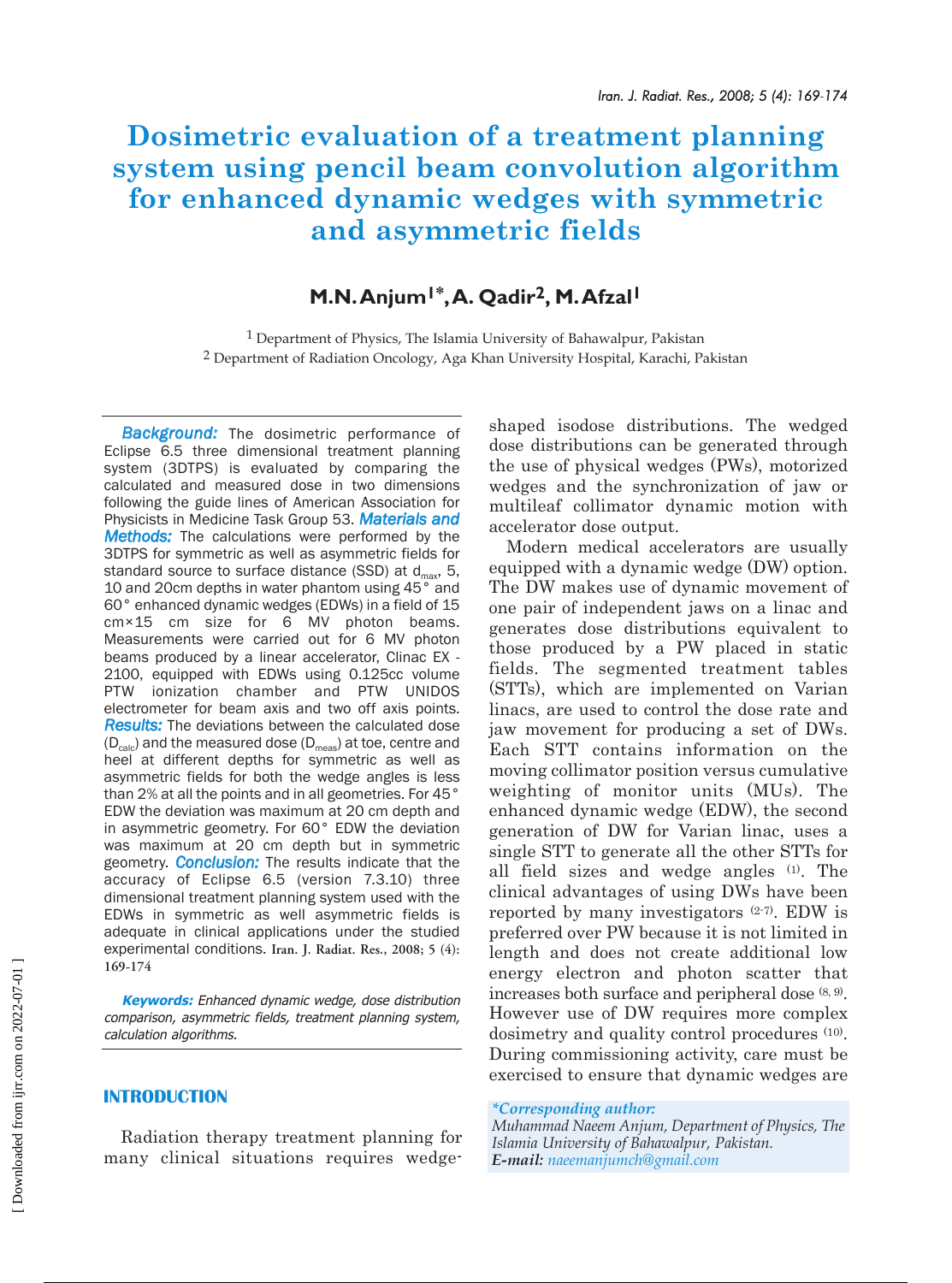# Dosimetric evaluation of a treatment planning system using pencil beam convolution algorithm for enhanced dynamic wedges with symmetric and asymmetric fields

## M.N. Anjum[1]*, A. Qadir[2], M. Afzal[1]

[1] Department of Physics, The Islamia University of Bahawalpur, Pakistan
[2] Department of Radiation Oncology, Aga Khan University Hospital, Karachi, Pakistan

***Background:*** The dosimetric performance of Eclipse 6.5 three dimensional treatment planning system (3DTPS) is evaluated by comparing the calculated and measured dose in two dimensions following the guide lines of American Association for Physicists in Medicine Task Group 53. ***Materials and Methods:*** The calculations were performed by the 3DTPS for symmetric as well as asymmetric fields for standard source to surface distance (SSD) at $d_{max}$, 5, 10 and 20cm depths in water phantom using 45° and 60° enhanced dynamic wedges (EDWs) in a field of 15 cm×15 cm size for 6 MV photon beams. Measurements were carried out for 6 MV photon beams produced by a linear accelerator, Clinac EX - 2100, equipped with EDWs using 0.125cc volume PTW ionization chamber and PTW UNIDOS electrometer for beam axis and two off axis points. ***Results:*** The deviations between the calculated dose ($D_{calc}$) and the measured dose ($D_{meas}$) at toe, centre and heel at different depths for symmetric as well as asymmetric fields for both the wedge angles is less than 2% at all the points and in all geometries. For 45° EDW the deviation was maximum at 20 cm depth and in asymmetric geometry. For 60° EDW the deviation was maximum at 20 cm depth but in symmetric geometry. ***Conclusion:*** The results indicate that the accuracy of Eclipse 6.5 (version 7.3.10) three dimensional treatment planning system used with the EDWs in symmetric as well asymmetric fields is adequate in clinical applications under the studied experimental conditions. **Iran. J. Radiat. Res., 2008; 5 (4): 169-174**

***Keywords:*** *Enhanced dynamic wedge, dose distribution comparison, asymmetric fields, treatment planning system, calculation algorithms.*

## INTRODUCTION

Radiation therapy treatment planning for many clinical situations requires wedge-shaped isodose distributions. The wedged dose distributions can be generated through the use of physical wedges (PWs), motorized wedges and the synchronization of jaw or multileaf collimator dynamic motion with accelerator dose output.

Modern medical accelerators are usually equipped with a dynamic wedge (DW) option. The DW makes use of dynamic movement of one pair of independent jaws on a linac and generates dose distributions equivalent to those produced by a PW placed in static fields. The segmented treatment tables (STTs), which are implemented on Varian linacs, are used to control the dose rate and jaw movement for producing a set of DWs. Each STT contains information on the moving collimator position versus cumulative weighting of monitor units (MUs). The enhanced dynamic wedge (EDW), the second generation of DW for Varian linac, uses a single STT to generate all the other STTs for all field sizes and wedge angles [(1)]. The clinical advantages of using DWs have been reported by many investigators [(2-7)]. EDW is preferred over PW because it is not limited in length and does not create additional low energy electron and photon scatter that increases both surface and peripheral dose [(8, 9)]. However use of DW requires more complex dosimetry and quality control procedures [(10)]. During commissioning activity, care must be exercised to ensure that dynamic wedges are

*\*Corresponding author:*
*Muhammad Naeem Anjum, Department of Physics, The Islamia University of Bahawalpur, Pakistan.*
***E-mail:*** *naeemanjumch@gmail.com*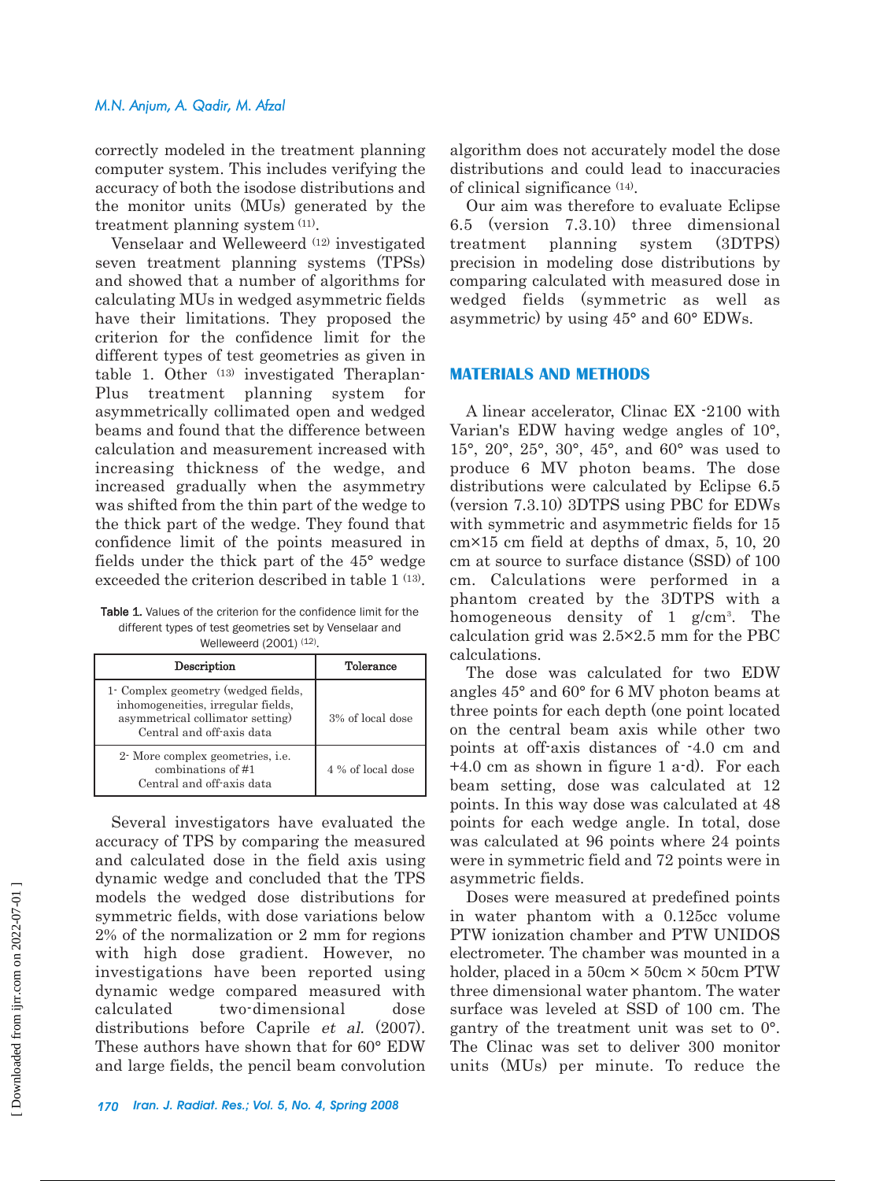correctly modeled in the treatment planning computer system. This includes verifying the accuracy of both the isodose distributions and the monitor units (MUs) generated by the treatment planning system [11].

Venselaar and Welleweerd [12] investigated seven treatment planning systems (TPSs) and showed that a number of algorithms for calculating MUs in wedged asymmetric fields have their limitations. They proposed the criterion for the confidence limit for the different types of test geometries as given in table 1. Other [13] investigated Theraplan-Plus treatment planning system for asymmetrically collimated open and wedged beams and found that the difference between calculation and measurement increased with increasing thickness of the wedge, and increased gradually when the asymmetry was shifted from the thin part of the wedge to the thick part of the wedge. They found that confidence limit of the points measured in fields under the thick part of the 45° wedge exceeded the criterion described in table 1 [13].

**Table 1.** Values of the criterion for the confidence limit for the different types of test geometries set by Venselaar and Welleweerd (2001) [12].

| Description | Tolerance |
|---|---|
| 1- Complex geometry (wedged fields, inhomogeneities, irregular fields, asymmetrical collimator setting) Central and off-axis data | 3% of local dose |
| 2- More complex geometries, i.e. combinations of #1 Central and off-axis data | 4 % of local dose |

Several investigators have evaluated the accuracy of TPS by comparing the measured and calculated dose in the field axis using dynamic wedge and concluded that the TPS models the wedged dose distributions for symmetric fields, with dose variations below 2% of the normalization or 2 mm for regions with high dose gradient. However, no investigations have been reported using dynamic wedge compared measured with calculated two-dimensional dose distributions before Caprile *et al.* (2007). These authors have shown that for 60° EDW and large fields, the pencil beam convolution algorithm does not accurately model the dose distributions and could lead to inaccuracies of clinical significance [14].

Our aim was therefore to evaluate Eclipse 6.5 (version 7.3.10) three dimensional treatment planning system (3DTPS) precision in modeling dose distributions by comparing calculated with measured dose in wedged fields (symmetric as well as asymmetric) by using 45° and 60° EDWs.

## MATERIALS AND METHODS

A linear accelerator, Clinac EX -2100 with Varian's EDW having wedge angles of 10°, 15°, 20°, 25°, 30°, 45°, and 60° was used to produce 6 MV photon beams. The dose distributions were calculated by Eclipse 6.5 (version 7.3.10) 3DTPS using PBC for EDWs with symmetric and asymmetric fields for 15 cm×15 cm field at depths of dmax, 5, 10, 20 cm at source to surface distance (SSD) of 100 cm. Calculations were performed in a phantom created by the 3DTPS with a homogeneous density of 1 g/cm$^3$. The calculation grid was 2.5×2.5 mm for the PBC calculations.

The dose was calculated for two EDW angles 45° and 60° for 6 MV photon beams at three points for each depth (one point located on the central beam axis while other two points at off-axis distances of -4.0 cm and +4.0 cm as shown in figure 1 a-d). For each beam setting, dose was calculated at 12 points. In this way dose was calculated at 48 points for each wedge angle. In total, dose was calculated at 96 points where 24 points were in symmetric field and 72 points were in asymmetric fields.

Doses were measured at predefined points in water phantom with a 0.125cc volume PTW ionization chamber and PTW UNIDOS electrometer. The chamber was mounted in a holder, placed in a 50cm × 50cm × 50cm PTW three dimensional water phantom. The water surface was leveled at SSD of 100 cm. The gantry of the treatment unit was set to 0°. The Clinac was set to deliver 300 monitor units (MUs) per minute. To reduce the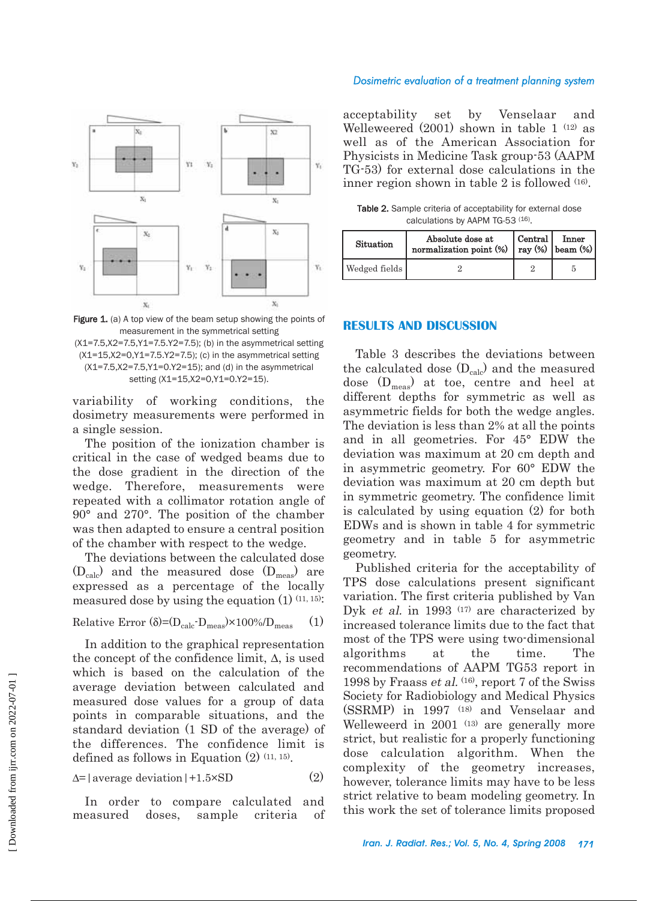Figure 1. (a) A top view of the beam setup showing the points of measurement in the symmetrical setting (X1=7.5,X2=7.5,Y1=7.5.Y2=7.5); (b) in the asymmetrical setting (X1=15,X2=0,Y1=7.5.Y2=7.5); (c) in the asymmetrical setting (X1=7.5,X2=7.5,Y1=0.Y2=15); and (d) in the asymmetrical setting (X1=15,X2=0,Y1=0.Y2=15).

variability of working conditions, the dosimetry measurements were performed in a single session.

The position of the ionization chamber is critical in the case of wedged beams due to the dose gradient in the direction of the wedge. Therefore, measurements were repeated with a collimator rotation angle of 90° and 270°. The position of the chamber was then adapted to ensure a central position of the chamber with respect to the wedge.

The deviations between the calculated dose ($D_{calc}$) and the measured dose ($D_{meas}$) are expressed as a percentage of the locally measured dose by using the equation (1) [11, 15]:

$$\text{Relative Error } (\delta)=(D_{calc}-D_{meas})\times 100\%/D_{meas} \quad (1)$$

In addition to the graphical representation the concept of the confidence limit, Δ, is used which is based on the calculation of the average deviation between calculated and measured dose values for a group of data points in comparable situations, and the standard deviation (1 SD of the average) of the differences. The confidence limit is defined as follows in Equation (2) [11, 15].

$$\Delta=|\text{average deviation}|+1.5\times SD \quad (2)$$

In order to compare calculated and measured doses, sample criteria of acceptability set by Venselaar and Welleweered (2001) shown in table 1 [12] as well as of the American Association for Physicists in Medicine Task group-53 (AAPM TG-53) for external dose calculations in the inner region shown in table 2 is followed [16].

Table 2. Sample criteria of acceptability for external dose calculations by AAPM TG-53 [16].

| Situation | Absolute dose at normalization point (%) | Central ray (%) | Inner beam (%) |
|---|---|---|---|
| Wedged fields | 2 | 2 | 5 |

## RESULTS AND DISCUSSION

Table 3 describes the deviations between the calculated dose ($D_{calc}$) and the measured dose ($D_{meas}$) at toe, centre and heel at different depths for symmetric as well as asymmetric fields for both the wedge angles. The deviation is less than 2% at all the points and in all geometries. For 45° EDW the deviation was maximum at 20 cm depth and in asymmetric geometry. For 60° EDW the deviation was maximum at 20 cm depth but in symmetric geometry. The confidence limit is calculated by using equation (2) for both EDWs and is shown in table 4 for symmetric geometry and in table 5 for asymmetric geometry.

Published criteria for the acceptability of TPS dose calculations present significant variation. The first criteria published by Van Dyk *et al.* in 1993 [17] are characterized by increased tolerance limits due to the fact that most of the TPS were using two-dimensional algorithms at the time. The recommendations of AAPM TG53 report in 1998 by Fraass *et al.* [16], report 7 of the Swiss Society for Radiobiology and Medical Physics (SSRMP) in 1997 [18] and Venselaar and Welleweerd in 2001 [13] are generally more strict, but realistic for a properly functioning dose calculation algorithm. When the complexity of the geometry increases, however, tolerance limits may have to be less strict relative to beam modeling geometry. In this work the set of tolerance limits proposed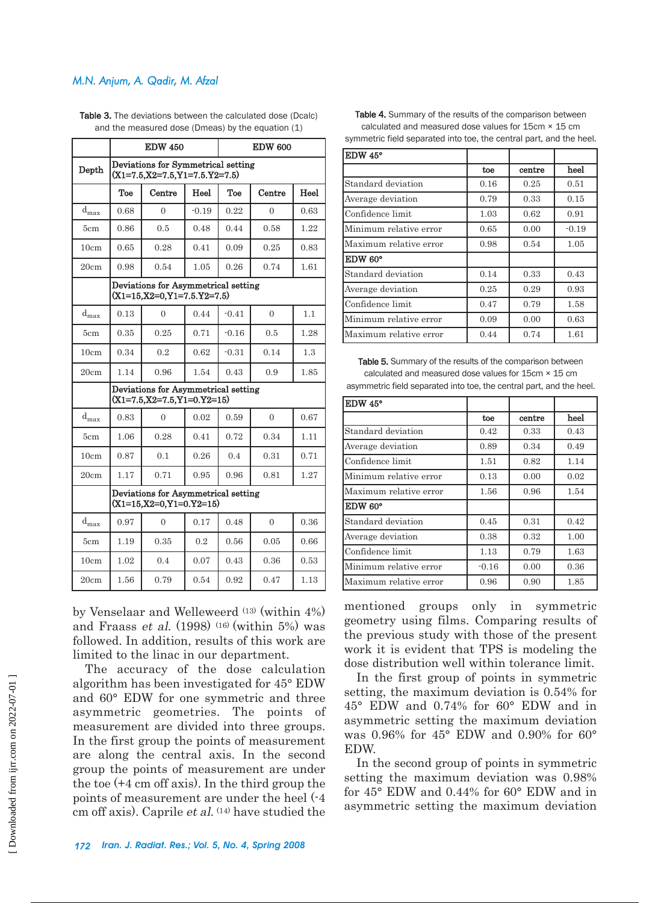**Table 3.** The deviations between the calculated dose (Dcalc) and the measured dose (Dmeas) by the equation (1)

| Depth | EDW 450 | | | EDW 600 | | |
|---|---|---|---|---|---|---|
| | Deviations for Symmetrical setting (X1=7.5,X2=7.5,Y1=7.5.Y2=7.5) | | | | | |
| | Toe | Centre | Heel | Toe | Centre | Heel |
| $d_{max}$ | 0.68 | 0 | -0.19 | 0.22 | 0 | 0.63 |
| 5cm | 0.86 | 0.5 | 0.48 | 0.44 | 0.58 | 1.22 |
| 10cm | 0.65 | 0.28 | 0.41 | 0.09 | 0.25 | 0.83 |
| 20cm | 0.98 | 0.54 | 1.05 | 0.26 | 0.74 | 1.61 |
| | Deviations for Asymmetrical setting (X1=15,X2=0,Y1=7.5.Y2=7.5) | | | | | |
| $d_{max}$ | 0.13 | 0 | 0.44 | -0.41 | 0 | 1.1 |
| 5cm | 0.35 | 0.25 | 0.71 | -0.16 | 0.5 | 1.28 |
| 10cm | 0.34 | 0.2 | 0.62 | -0.31 | 0.14 | 1.3 |
| 20cm | 1.14 | 0.96 | 1.54 | 0.43 | 0.9 | 1.85 |
| | Deviations for Asymmetrical setting (X1=7.5,X2=7.5,Y1=0.Y2=15) | | | | | |
| $d_{max}$ | 0.83 | 0 | 0.02 | 0.59 | 0 | 0.67 |
| 5cm | 1.06 | 0.28 | 0.41 | 0.72 | 0.34 | 1.11 |
| 10cm | 0.87 | 0.1 | 0.26 | 0.4 | 0.31 | 0.71 |
| 20cm | 1.17 | 0.71 | 0.95 | 0.96 | 0.81 | 1.27 |
| | Deviations for Asymmetrical setting (X1=15,X2=0,Y1=0.Y2=15) | | | | | |
| $d_{max}$ | 0.97 | 0 | 0.17 | 0.48 | 0 | 0.36 |
| 5cm | 1.19 | 0.35 | 0.2 | 0.56 | 0.05 | 0.66 |
| 10cm | 1.02 | 0.4 | 0.07 | 0.43 | 0.36 | 0.53 |
| 20cm | 1.56 | 0.79 | 0.54 | 0.92 | 0.47 | 1.13 |

**Table 4.** Summary of the results of the comparison between calculated and measured dose values for 15cm × 15 cm symmetric field separated into toe, the central part, and the heel.

| EDW 45° | | | |
|---|---|---|---|
| | toe | centre | heel |
| Standard deviation | 0.16 | 0.25 | 0.51 |
| Average deviation | 0.79 | 0.33 | 0.15 |
| Confidence limit | 1.03 | 0.62 | 0.91 |
| Minimum relative error | 0.65 | 0.00 | -0.19 |
| Maximum relative error | 0.98 | 0.54 | 1.05 |
| **EDW 60°** | | | |
| Standard deviation | 0.14 | 0.33 | 0.43 |
| Average deviation | 0.25 | 0.29 | 0.93 |
| Confidence limit | 0.47 | 0.79 | 1.58 |
| Minimum relative error | 0.09 | 0.00 | 0.63 |
| Maximum relative error | 0.44 | 0.74 | 1.61 |

**Table 5.** Summary of the results of the comparison between calculated and measured dose values for 15cm × 15 cm asymmetric field separated into toe, the central part, and the heel.

| EDW 45° | | | |
|---|---|---|---|
| | toe | centre | heel |
| Standard deviation | 0.42 | 0.33 | 0.43 |
| Average deviation | 0.89 | 0.34 | 0.49 |
| Confidence limit | 1.51 | 0.82 | 1.14 |
| Minimum relative error | 0.13 | 0.00 | 0.02 |
| Maximum relative error | 1.56 | 0.96 | 1.54 |
| **EDW 60°** | | | |
| Standard deviation | 0.45 | 0.31 | 0.42 |
| Average deviation | 0.38 | 0.32 | 1.00 |
| Confidence limit | 1.13 | 0.79 | 1.63 |
| Minimum relative error | -0.16 | 0.00 | 0.36 |
| Maximum relative error | 0.96 | 0.90 | 1.85 |

by Venselaar and Welleweerd [13] (within 4%) and Fraass *et al.* (1998) [16] (within 5%) was followed. In addition, results of this work are limited to the linac in our department.

The accuracy of the dose calculation algorithm has been investigated for 45° EDW and 60° EDW for one symmetric and three asymmetric geometries. The points of measurement are divided into three groups. In the first group the points of measurement are along the central axis. In the second group the points of measurement are under the toe (+4 cm off axis). In the third group the points of measurement are under the heel (-4 cm off axis). Caprile *et al.* [14] have studied the mentioned groups only in symmetric geometry using films. Comparing results of the previous study with those of the present work it is evident that TPS is modeling the dose distribution well within tolerance limit.

In the first group of points in symmetric setting, the maximum deviation is 0.54% for 45° EDW and 0.74% for 60° EDW and in asymmetric setting the maximum deviation was 0.96% for 45° EDW and 0.90% for 60° EDW.

In the second group of points in symmetric setting the maximum deviation was 0.98% for 45° EDW and 0.44% for 60° EDW and in asymmetric setting the maximum deviation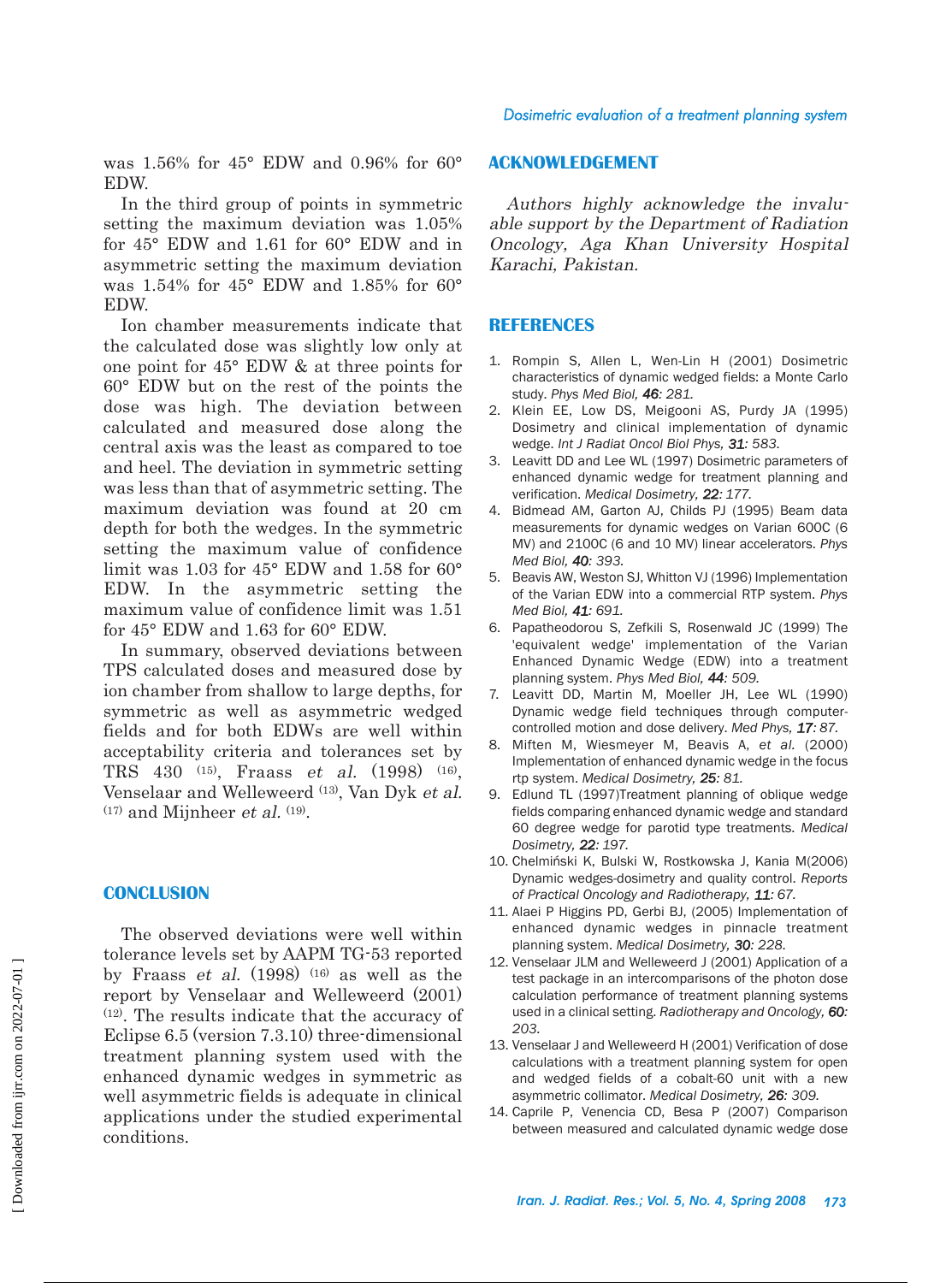was 1.56% for 45° EDW and 0.96% for 60° EDW.

In the third group of points in symmetric setting the maximum deviation was 1.05% for 45° EDW and 1.61 for 60° EDW and in asymmetric setting the maximum deviation was 1.54% for 45° EDW and 1.85% for 60° EDW.

Ion chamber measurements indicate that the calculated dose was slightly low only at one point for 45° EDW & at three points for 60° EDW but on the rest of the points the dose was high. The deviation between calculated and measured dose along the central axis was the least as compared to toe and heel. The deviation in symmetric setting was less than that of asymmetric setting. The maximum deviation was found at 20 cm depth for both the wedges. In the symmetric setting the maximum value of confidence limit was 1.03 for 45° EDW and 1.58 for 60° EDW. In the asymmetric setting the maximum value of confidence limit was 1.51 for 45° EDW and 1.63 for 60° EDW.

In summary, observed deviations between TPS calculated doses and measured dose by ion chamber from shallow to large depths, for symmetric as well as asymmetric wedged fields and for both EDWs are well within acceptability criteria and tolerances set by TRS 430 [15], Fraass *et al.* (1998) [16], Venselaar and Welleweerd [13], Van Dyk *et al.* [17] and Mijnheer *et al.* [19].

## CONCLUSION

The observed deviations were well within tolerance levels set by AAPM TG-53 reported by Fraass *et al.* (1998) [16] as well as the report by Venselaar and Welleweerd (2001) [12]. The results indicate that the accuracy of Eclipse 6.5 (version 7.3.10) three-dimensional treatment planning system used with the enhanced dynamic wedges in symmetric as well asymmetric fields is adequate in clinical applications under the studied experimental conditions.

## ACKNOWLEDGEMENT

*Authors highly acknowledge the invaluable support by the Department of Radiation Oncology, Aga Khan University Hospital Karachi, Pakistan.*

## REFERENCES

1. Rompin S, Allen L, Wen-Lin H (2001) Dosimetric characteristics of dynamic wedged fields: a Monte Carlo study. *Phys Med Biol,* ***46****: 281.*
2. Klein EE, Low DS, Meigooni AS, Purdy JA (1995) Dosimetry and clinical implementation of dynamic wedge. *Int J Radiat Oncol Biol Phys,* ***31****: 583.*
3. Leavitt DD and Lee WL (1997) Dosimetric parameters of enhanced dynamic wedge for treatment planning and verification. *Medical Dosimetry,* ***22****: 177.*
4. Bidmead AM, Garton AJ, Childs PJ (1995) Beam data measurements for dynamic wedges on Varian 600C (6 MV) and 2100C (6 and 10 MV) linear accelerators. *Phys Med Biol,* ***40****: 393.*
5. Beavis AW, Weston SJ, Whitton VJ (1996) Implementation of the Varian EDW into a commercial RTP system. *Phys Med Biol,* ***41****: 691.*
6. Papatheodorou S, Zefkili S, Rosenwald JC (1999) The 'equivalent wedge' implementation of the Varian Enhanced Dynamic Wedge (EDW) into a treatment planning system. *Phys Med Biol,* ***44****: 509.*
7. Leavitt DD, Martin M, Moeller JH, Lee WL (1990) Dynamic wedge field techniques through computer-controlled motion and dose delivery. *Med Phys,* ***17****: 87.*
8. Miften M, Wiesmeyer M, Beavis A, *et al.* (2000) Implementation of enhanced dynamic wedge in the focus rtp system. *Medical Dosimetry,* ***25****: 81.*
9. Edlund TL (1997)Treatment planning of oblique wedge fields comparing enhanced dynamic wedge and standard 60 degree wedge for parotid type treatments. *Medical Dosimetry,* ***22****: 197.*
10. Chelmiński K, Bulski W, Rostkowska J, Kania M(2006) Dynamic wedges-dosimetry and quality control. *Reports of Practical Oncology and Radiotherapy,* ***11****: 67.*
11. Alaei P Higgins PD, Gerbi BJ, (2005) Implementation of enhanced dynamic wedges in pinnacle treatment planning system. *Medical Dosimetry,* ***30****: 228.*
12. Venselaar JLM and Welleweerd J (2001) Application of a test package in an intercomparisons of the photon dose calculation performance of treatment planning systems used in a clinical setting. *Radiotherapy and Oncology,* ***60****: 203.*
13. Venselaar J and Welleweerd H (2001) Verification of dose calculations with a treatment planning system for open and wedged fields of a cobalt-60 unit with a new asymmetric collimator. *Medical Dosimetry,* ***26****: 309.*
14. Caprile P, Venencia CD, Besa P (2007) Comparison between measured and calculated dynamic wedge dose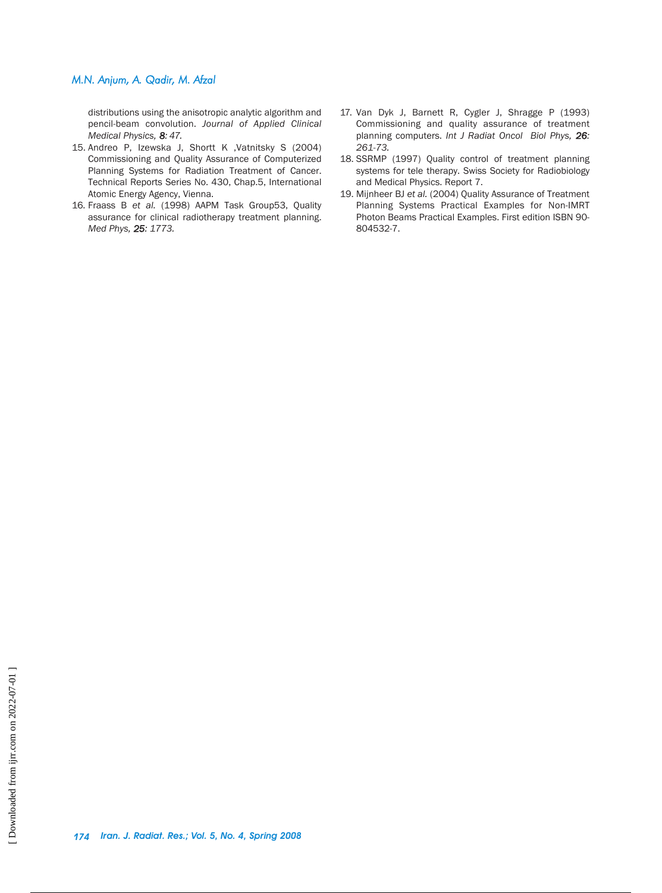distributions using the anisotropic analytic algorithm and pencil-beam convolution. *Journal of Applied Clinical Medical Physics,* ***8:*** *47.*

15. Andreo P, Izewska J, Shortt K ,Vatnitsky S (2004) Commissioning and Quality Assurance of Computerized Planning Systems for Radiation Treatment of Cancer. Technical Reports Series No. 430, Chap.5, International Atomic Energy Agency, Vienna.
16. Fraass B *et al.* (1998) AAPM Task Group53, Quality assurance for clinical radiotherapy treatment planning. *Med Phys,* ***25:*** *1773.*
17. Van Dyk J, Barnett R, Cygler J, Shragge P (1993) Commissioning and quality assurance of treatment planning computers. *Int J Radiat Oncol Biol Phys,* ***26:*** *261-73.*
18. SSRMP (1997) Quality control of treatment planning systems for tele therapy. Swiss Society for Radiobiology and Medical Physics. Report 7.
19. Mijnheer BJ *et al.* (2004) Quality Assurance of Treatment Planning Systems Practical Examples for Non-IMRT Photon Beams Practical Examples. First edition ISBN 90-804532-7.